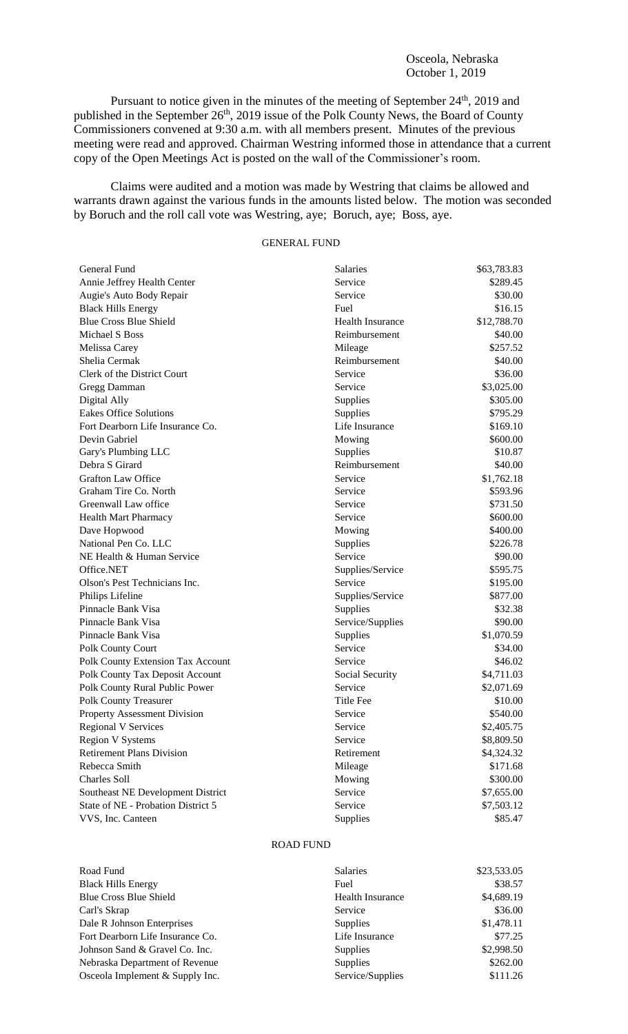Osceola, Nebraska
October 1, 2019

Pursuant to notice given in the minutes of the meeting of September 24th, 2019 and published in the September 26th, 2019 issue of the Polk County News, the Board of County Commissioners convened at 9:30 a.m. with all members present. Minutes of the previous meeting were read and approved. Chairman Westring informed those in attendance that a current copy of the Open Meetings Act is posted on the wall of the Commissioner's room.

Claims were audited and a motion was made by Westring that claims be allowed and warrants drawn against the various funds in the amounts listed below. The motion was seconded by Boruch and the roll call vote was Westring, aye; Boruch, aye; Boss, aye.

GENERAL FUND

| | | |
|---|---|---|
| General Fund | Salaries | $63,783.83 |
| Annie Jeffrey Health Center | Service | $289.45 |
| Augie's Auto Body Repair | Service | $30.00 |
| Black Hills Energy | Fuel | $16.15 |
| Blue Cross Blue Shield | Health Insurance | $12,788.70 |
| Michael S Boss | Reimbursement | $40.00 |
| Melissa Carey | Mileage | $257.52 |
| Shelia Cermak | Reimbursement | $40.00 |
| Clerk of the District Court | Service | $36.00 |
| Gregg Damman | Service | $3,025.00 |
| Digital Ally | Supplies | $305.00 |
| Eakes Office Solutions | Supplies | $795.29 |
| Fort Dearborn Life Insurance Co. | Life Insurance | $169.10 |
| Devin Gabriel | Mowing | $600.00 |
| Gary's Plumbing LLC | Supplies | $10.87 |
| Debra S Girard | Reimbursement | $40.00 |
| Grafton Law Office | Service | $1,762.18 |
| Graham Tire Co. North | Service | $593.96 |
| Greenwall Law office | Service | $731.50 |
| Health Mart Pharmacy | Service | $600.00 |
| Dave Hopwood | Mowing | $400.00 |
| National Pen Co. LLC | Supplies | $226.78 |
| NE Health & Human Service | Service | $90.00 |
| Office.NET | Supplies/Service | $595.75 |
| Olson's Pest Technicians Inc. | Service | $195.00 |
| Philips Lifeline | Supplies/Service | $877.00 |
| Pinnacle Bank Visa | Supplies | $32.38 |
| Pinnacle Bank Visa | Service/Supplies | $90.00 |
| Pinnacle Bank Visa | Supplies | $1,070.59 |
| Polk County Court | Service | $34.00 |
| Polk County Extension Tax Account | Service | $46.02 |
| Polk County Tax Deposit Account | Social Security | $4,711.03 |
| Polk County Rural Public Power | Service | $2,071.69 |
| Polk County Treasurer | Title Fee | $10.00 |
| Property Assessment Division | Service | $540.00 |
| Regional V Services | Service | $2,405.75 |
| Region V Systems | Service | $8,809.50 |
| Retirement Plans Division | Retirement | $4,324.32 |
| Rebecca Smith | Mileage | $171.68 |
| Charles Soll | Mowing | $300.00 |
| Southeast NE Development District | Service | $7,655.00 |
| State of NE - Probation District 5 | Service | $7,503.12 |
| VVS, Inc. Canteen | Supplies | $85.47 |

ROAD FUND

| | | |
|---|---|---|
| Road Fund | Salaries | $23,533.05 |
| Black Hills Energy | Fuel | $38.57 |
| Blue Cross Blue Shield | Health Insurance | $4,689.19 |
| Carl's Skrap | Service | $36.00 |
| Dale R Johnson Enterprises | Supplies | $1,478.11 |
| Fort Dearborn Life Insurance Co. | Life Insurance | $77.25 |
| Johnson Sand & Gravel Co. Inc. | Supplies | $2,998.50 |
| Nebraska Department of Revenue | Supplies | $262.00 |
| Osceola Implement & Supply Inc. | Service/Supplies | $111.26 |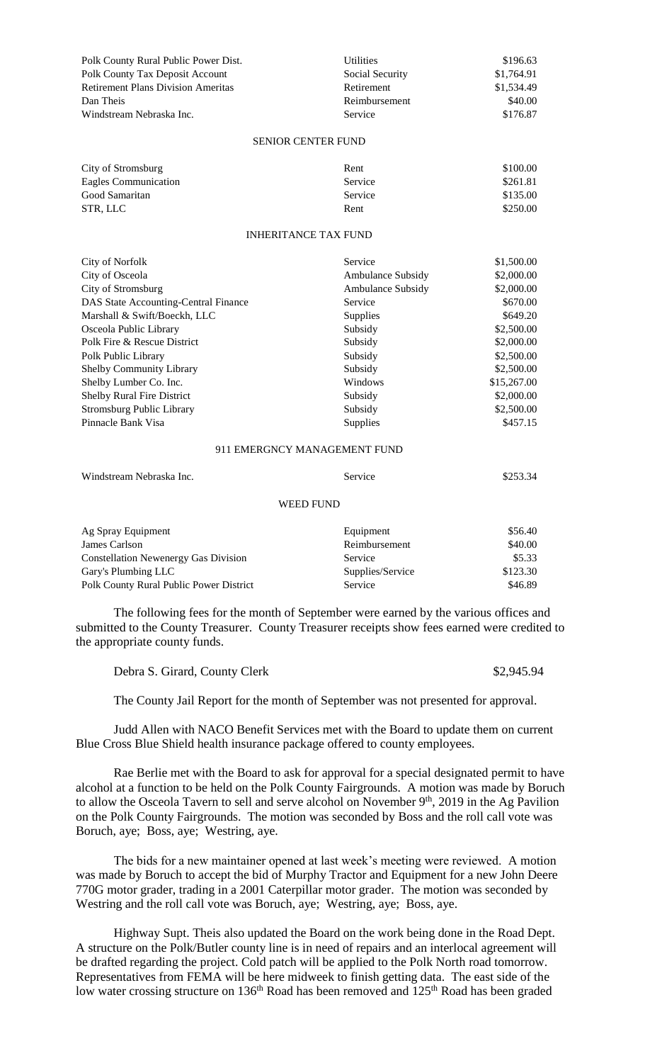| | | |
|---|---|---|
| Polk County Rural Public Power Dist. | Utilities | $196.63 |
| Polk County Tax Deposit Account | Social Security | $1,764.91 |
| Retirement Plans Division Ameritas | Retirement | $1,534.49 |
| Dan Theis | Reimbursement | $40.00 |
| Windstream Nebraska Inc. | Service | $176.87 |

SENIOR CENTER FUND

| | | |
|---|---|---|
| City of Stromsburg | Rent | $100.00 |
| Eagles Communication | Service | $261.81 |
| Good Samaritan | Service | $135.00 |
| STR, LLC | Rent | $250.00 |

INHERITANCE TAX FUND

| | | |
|---|---|---|
| City of Norfolk | Service | $1,500.00 |
| City of Osceola | Ambulance Subsidy | $2,000.00 |
| City of Stromsburg | Ambulance Subsidy | $2,000.00 |
| DAS State Accounting-Central Finance | Service | $670.00 |
| Marshall & Swift/Boeckh, LLC | Supplies | $649.20 |
| Osceola Public Library | Subsidy | $2,500.00 |
| Polk Fire & Rescue District | Subsidy | $2,000.00 |
| Polk Public Library | Subsidy | $2,500.00 |
| Shelby Community Library | Subsidy | $2,500.00 |
| Shelby Lumber Co. Inc. | Windows | $15,267.00 |
| Shelby Rural Fire District | Subsidy | $2,000.00 |
| Stromsburg Public Library | Subsidy | $2,500.00 |
| Pinnacle Bank Visa | Supplies | $457.15 |

911 EMERGNCY MANAGEMENT FUND

| | | |
|---|---|---|
| Windstream Nebraska Inc. | Service | $253.34 |

WEED FUND

| | | |
|---|---|---|
| Ag Spray Equipment | Equipment | $56.40 |
| James Carlson | Reimbursement | $40.00 |
| Constellation Newenergy Gas Division | Service | $5.33 |
| Gary's Plumbing LLC | Supplies/Service | $123.30 |
| Polk County Rural Public Power District | Service | $46.89 |

The following fees for the month of September were earned by the various offices and submitted to the County Treasurer. County Treasurer receipts show fees earned were credited to the appropriate county funds.

Debra S. Girard, County Clerk $2,945.94

The County Jail Report for the month of September was not presented for approval.

Judd Allen with NACO Benefit Services met with the Board to update them on current Blue Cross Blue Shield health insurance package offered to county employees.

Rae Berlie met with the Board to ask for approval for a special designated permit to have alcohol at a function to be held on the Polk County Fairgrounds. A motion was made by Boruch to allow the Osceola Tavern to sell and serve alcohol on November 9th, 2019 in the Ag Pavilion on the Polk County Fairgrounds. The motion was seconded by Boss and the roll call vote was Boruch, aye; Boss, aye; Westring, aye.

The bids for a new maintainer opened at last week's meeting were reviewed. A motion was made by Boruch to accept the bid of Murphy Tractor and Equipment for a new John Deere 770G motor grader, trading in a 2001 Caterpillar motor grader. The motion was seconded by Westring and the roll call vote was Boruch, aye; Westring, aye; Boss, aye.

Highway Supt. Theis also updated the Board on the work being done in the Road Dept. A structure on the Polk/Butler county line is in need of repairs and an interlocal agreement will be drafted regarding the project. Cold patch will be applied to the Polk North road tomorrow. Representatives from FEMA will be here midweek to finish getting data. The east side of the low water crossing structure on 136th Road has been removed and 125th Road has been graded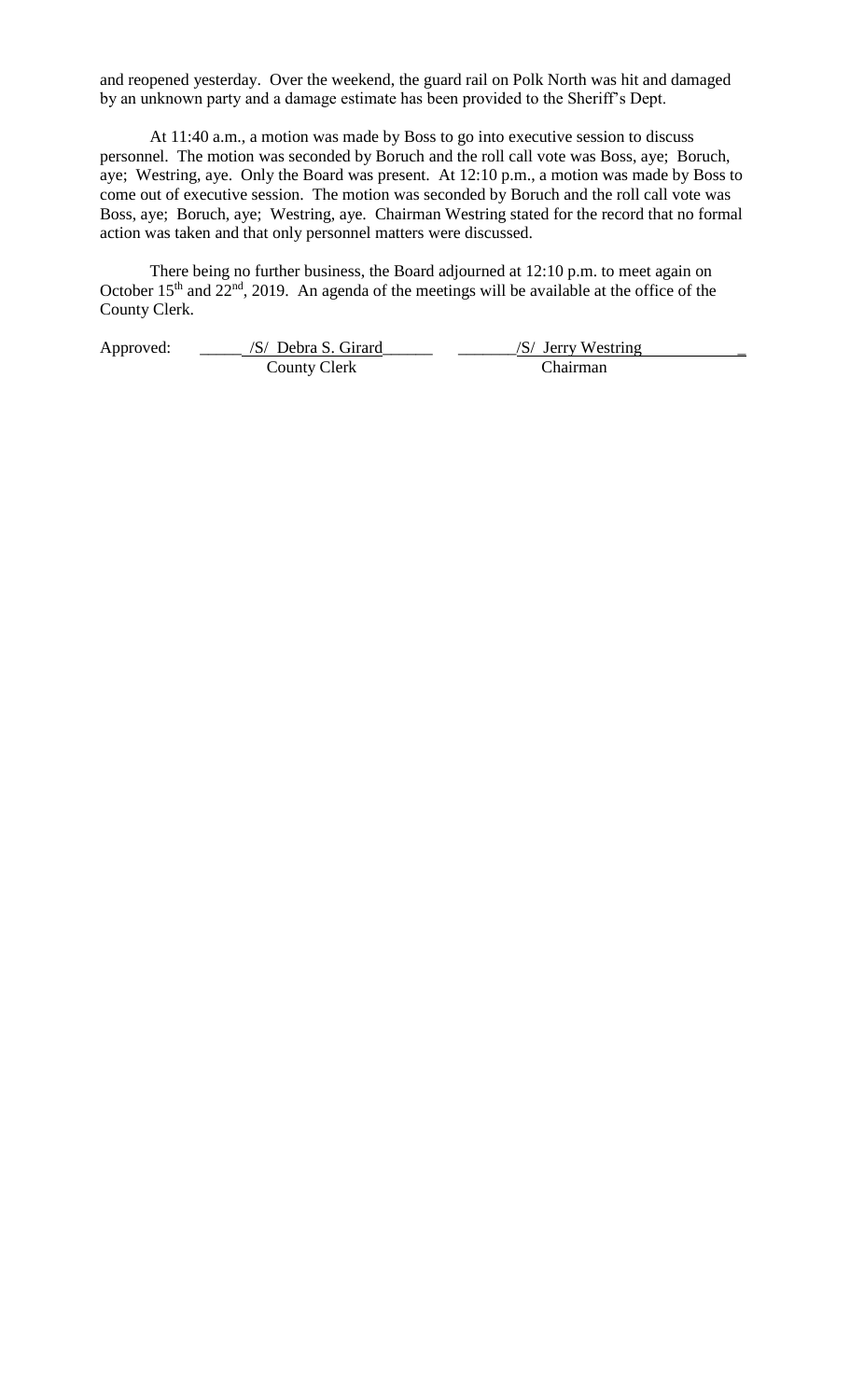and reopened yesterday. Over the weekend, the guard rail on Polk North was hit and damaged by an unknown party and a damage estimate has been provided to the Sheriff's Dept.

At 11:40 a.m., a motion was made by Boss to go into executive session to discuss personnel. The motion was seconded by Boruch and the roll call vote was Boss, aye; Boruch, aye; Westring, aye. Only the Board was present. At 12:10 p.m., a motion was made by Boss to come out of executive session. The motion was seconded by Boruch and the roll call vote was Boss, aye; Boruch, aye; Westring, aye. Chairman Westring stated for the record that no formal action was taken and that only personnel matters were discussed.

There being no further business, the Board adjourned at 12:10 p.m. to meet again on October 15th and 22nd, 2019. An agenda of the meetings will be available at the office of the County Clerk.

Approved: /S/ Debra S. Girard — County Clerk

/S/ Jerry Westring — Chairman